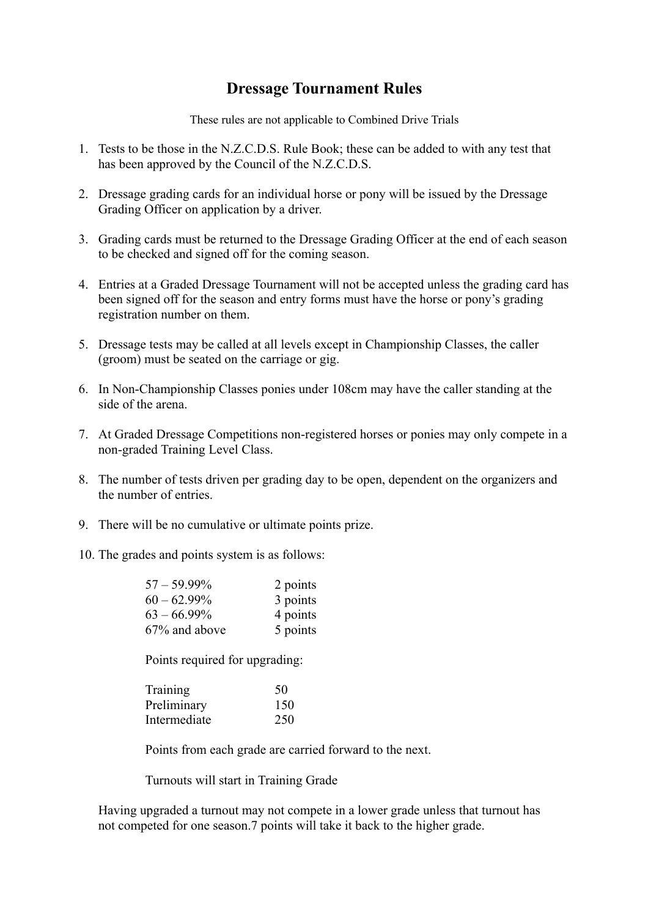# Dressage Tournament Rules

These rules are not applicable to Combined Drive Trials

1. Tests to be those in the N.Z.C.D.S. Rule Book; these can be added to with any test that has been approved by the Council of the N.Z.C.D.S.

2. Dressage grading cards for an individual horse or pony will be issued by the Dressage Grading Officer on application by a driver.

3. Grading cards must be returned to the Dressage Grading Officer at the end of each season to be checked and signed off for the coming season.

4. Entries at a Graded Dressage Tournament will not be accepted unless the grading card has been signed off for the season and entry forms must have the horse or pony's grading registration number on them.

5. Dressage tests may be called at all levels except in Championship Classes, the caller (groom) must be seated on the carriage or gig.

6. In Non-Championship Classes ponies under 108cm may have the caller standing at the side of the arena.

7. At Graded Dressage Competitions non-registered horses or ponies may only compete in a non-graded Training Level Class.

8. The number of tests driven per grading day to be open, dependent on the organizers and the number of entries.

9. There will be no cumulative or ultimate points prize.

10. The grades and points system is as follows:

    | | |
    |---|---|
    | 57 – 59.99% | 2 points |
    | 60 – 62.99% | 3 points |
    | 63 – 66.99% | 4 points |
    | 67% and above | 5 points |

    Points required for upgrading:

    | | |
    |---|---|
    | Training | 50 |
    | Preliminary | 150 |
    | Intermediate | 250 |

    Points from each grade are carried forward to the next.

    Turnouts will start in Training Grade

    Having upgraded a turnout may not compete in a lower grade unless that turnout has not competed for one season.7 points will take it back to the higher grade.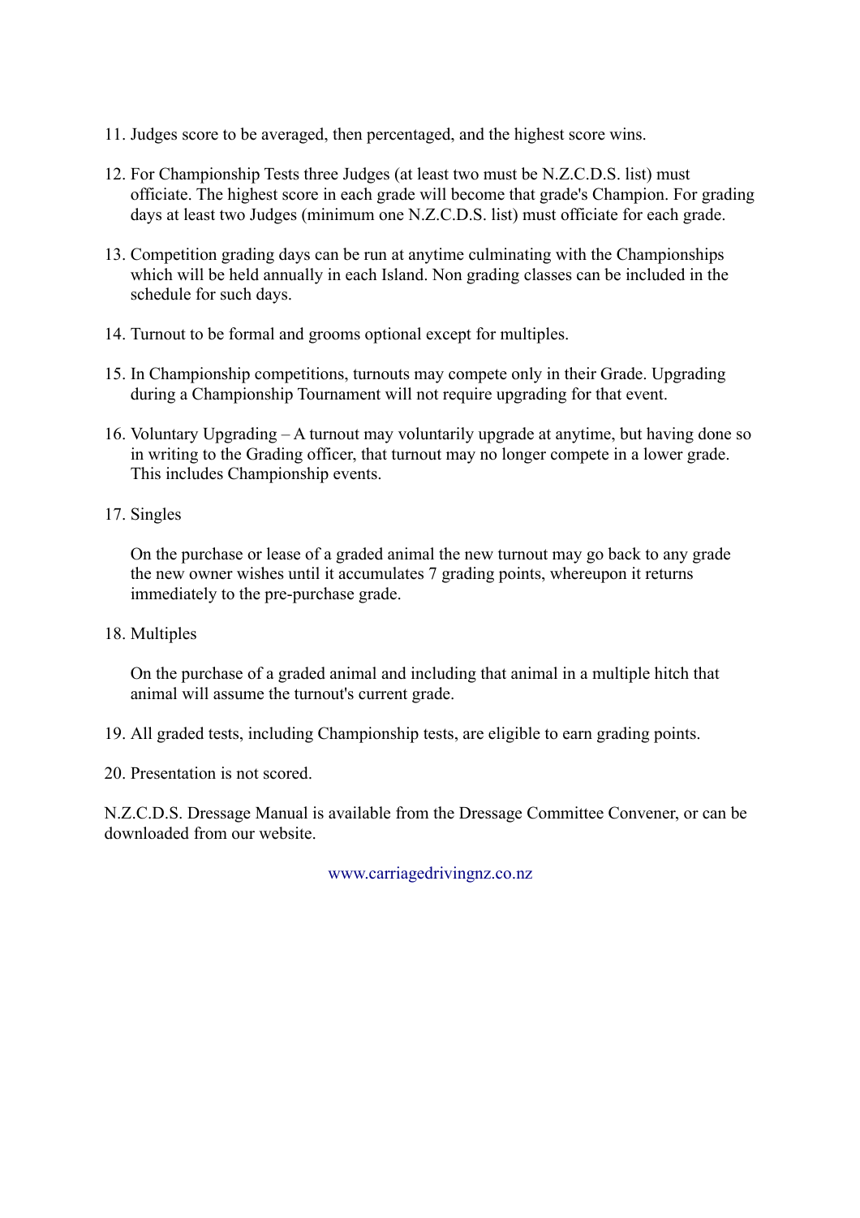11. Judges score to be averaged, then percentaged, and the highest score wins.

12. For Championship Tests three Judges (at least two must be N.Z.C.D.S. list) must officiate. The highest score in each grade will become that grade's Champion. For grading days at least two Judges (minimum one N.Z.C.D.S. list) must officiate for each grade.

13. Competition grading days can be run at anytime culminating with the Championships which will be held annually in each Island. Non grading classes can be included in the schedule for such days.

14. Turnout to be formal and grooms optional except for multiples.

15. In Championship competitions, turnouts may compete only in their Grade. Upgrading during a Championship Tournament will not require upgrading for that event.

16. Voluntary Upgrading – A turnout may voluntarily upgrade at anytime, but having done so in writing to the Grading officer, that turnout may no longer compete in a lower grade. This includes Championship events.

17. Singles

    On the purchase or lease of a graded animal the new turnout may go back to any grade the new owner wishes until it accumulates 7 grading points, whereupon it returns immediately to the pre-purchase grade.

18. Multiples

    On the purchase of a graded animal and including that animal in a multiple hitch that animal will assume the turnout's current grade.

19. All graded tests, including Championship tests, are eligible to earn grading points.

20. Presentation is not scored.

N.Z.C.D.S. Dressage Manual is available from the Dressage Committee Convener, or can be downloaded from our website.

www.carriagedrivingnz.co.nz